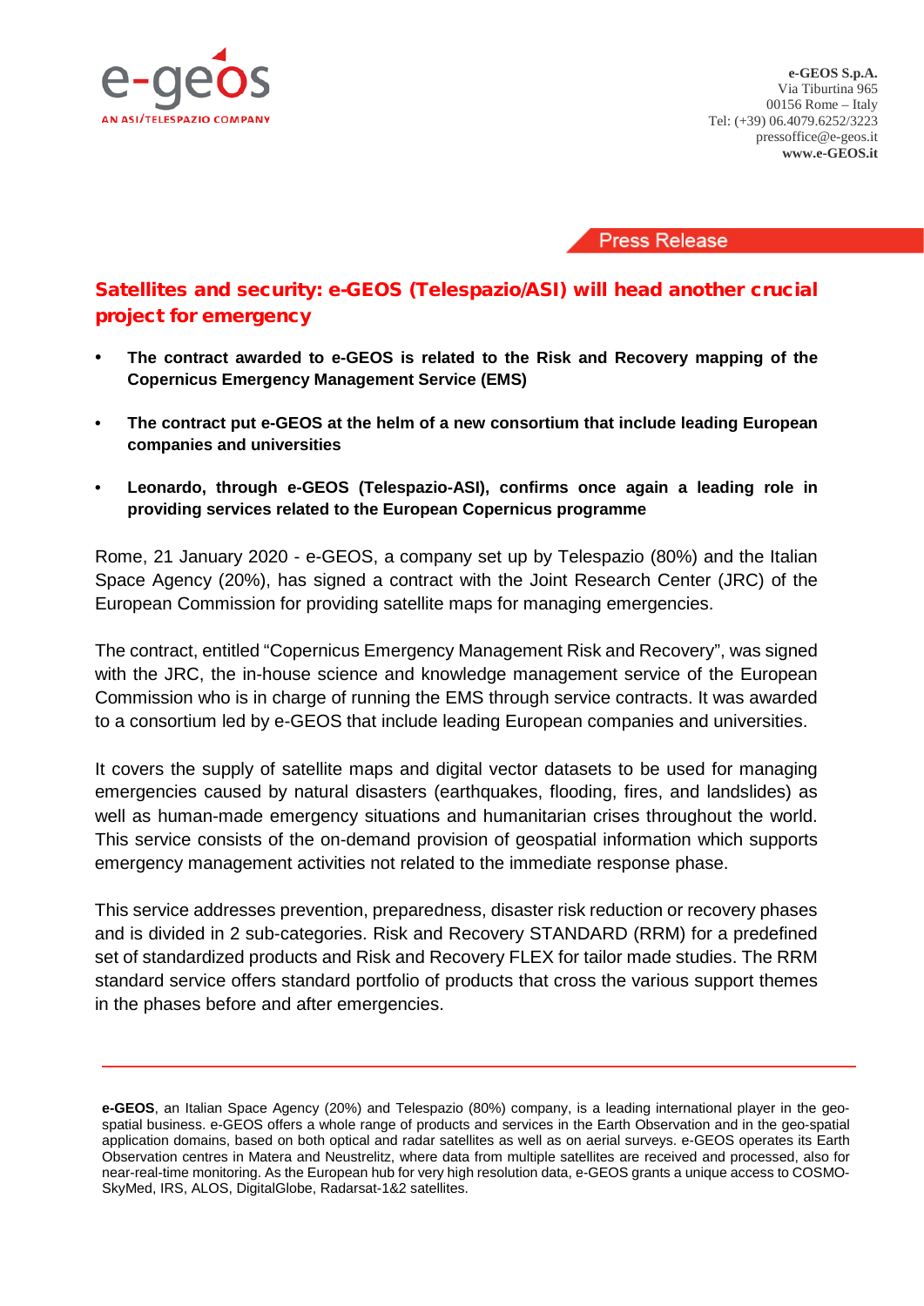e-GEOS
AN ASI/TELESPAZIO COMPANY

**e-GEOS S.p.A.**
Via Tiburtina 965
00156 Rome – Italy
Tel: (+39) 06.4079.6252/3223
pressoffice@e-geos.it
**www.e-GEOS.it**

Press Release

# Satellites and security: e-GEOS (Telespazio/ASI) will head another crucial project for emergency

- **The contract awarded to e-GEOS is related to the Risk and Recovery mapping of the Copernicus Emergency Management Service (EMS)**
- **The contract put e-GEOS at the helm of a new consortium that include leading European companies and universities**
- **Leonardo, through e-GEOS (Telespazio-ASI), confirms once again a leading role in providing services related to the European Copernicus programme**

Rome, 21 January 2020 - e-GEOS, a company set up by Telespazio (80%) and the Italian Space Agency (20%), has signed a contract with the Joint Research Center (JRC) of the European Commission for providing satellite maps for managing emergencies.

The contract, entitled "Copernicus Emergency Management Risk and Recovery", was signed with the JRC, the in-house science and knowledge management service of the European Commission who is in charge of running the EMS through service contracts. It was awarded to a consortium led by e-GEOS that include leading European companies and universities.

It covers the supply of satellite maps and digital vector datasets to be used for managing emergencies caused by natural disasters (earthquakes, flooding, fires, and landslides) as well as human-made emergency situations and humanitarian crises throughout the world. This service consists of the on-demand provision of geospatial information which supports emergency management activities not related to the immediate response phase.

This service addresses prevention, preparedness, disaster risk reduction or recovery phases and is divided in 2 sub-categories. Risk and Recovery STANDARD (RRM) for a predefined set of standardized products and Risk and Recovery FLEX for tailor made studies. The RRM standard service offers standard portfolio of products that cross the various support themes in the phases before and after emergencies.

---

**e-GEOS**, an Italian Space Agency (20%) and Telespazio (80%) company, is a leading international player in the geo-spatial business. e-GEOS offers a whole range of products and services in the Earth Observation and in the geo-spatial application domains, based on both optical and radar satellites as well as on aerial surveys. e-GEOS operates its Earth Observation centres in Matera and Neustrelitz, where data from multiple satellites are received and processed, also for near-real-time monitoring. As the European hub for very high resolution data, e-GEOS grants a unique access to COSMO-SkyMed, IRS, ALOS, DigitalGlobe, Radarsat-1&2 satellites.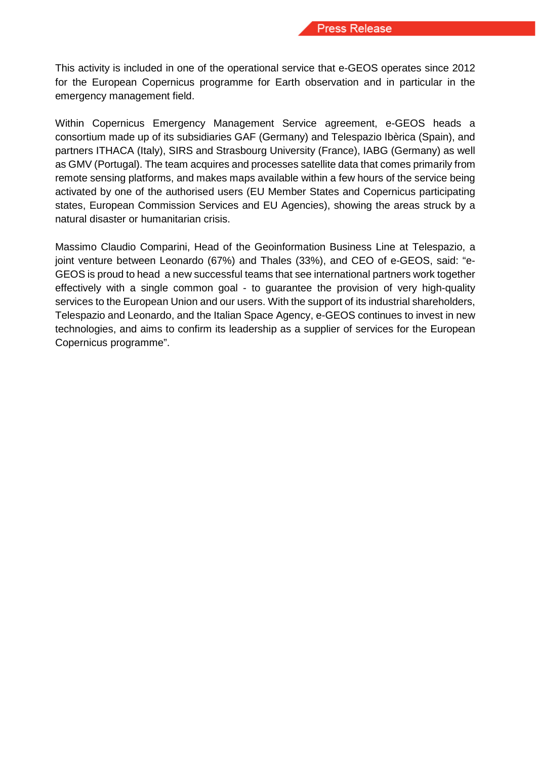This activity is included in one of the operational service that e-GEOS operates since 2012 for the European Copernicus programme for Earth observation and in particular in the emergency management field.

Within Copernicus Emergency Management Service agreement, e-GEOS heads a consortium made up of its subsidiaries GAF (Germany) and Telespazio Ibèrica (Spain), and partners ITHACA (Italy), SIRS and Strasbourg University (France), IABG (Germany) as well as GMV (Portugal). The team acquires and processes satellite data that comes primarily from remote sensing platforms, and makes maps available within a few hours of the service being activated by one of the authorised users (EU Member States and Copernicus participating states, European Commission Services and EU Agencies), showing the areas struck by a natural disaster or humanitarian crisis.

Massimo Claudio Comparini, Head of the Geoinformation Business Line at Telespazio, a joint venture between Leonardo (67%) and Thales (33%), and CEO of e-GEOS, said: "e-GEOS is proud to head a new successful teams that see international partners work together effectively with a single common goal - to guarantee the provision of very high-quality services to the European Union and our users. With the support of its industrial shareholders, Telespazio and Leonardo, and the Italian Space Agency, e-GEOS continues to invest in new technologies, and aims to confirm its leadership as a supplier of services for the European Copernicus programme".